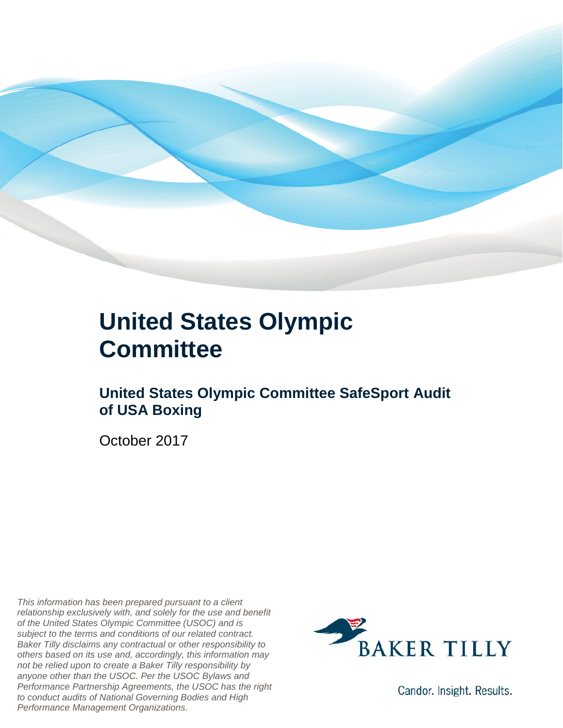# United States Olympic Committee

## United States Olympic Committee SafeSport Audit of USA Boxing

October 2017

*This information has been prepared pursuant to a client relationship exclusively with, and solely for the use and benefit of the United States Olympic Committee (USOC) and is subject to the terms and conditions of our related contract. Baker Tilly disclaims any contractual or other responsibility to others based on its use and, accordingly, this information may not be relied upon to create a Baker Tilly responsibility by anyone other than the USOC. Per the USOC Bylaws and Performance Partnership Agreements, the USOC has the right to conduct audits of National Governing Bodies and High Performance Management Organizations.*

BAKER TILLY

Candor. Insight. Results.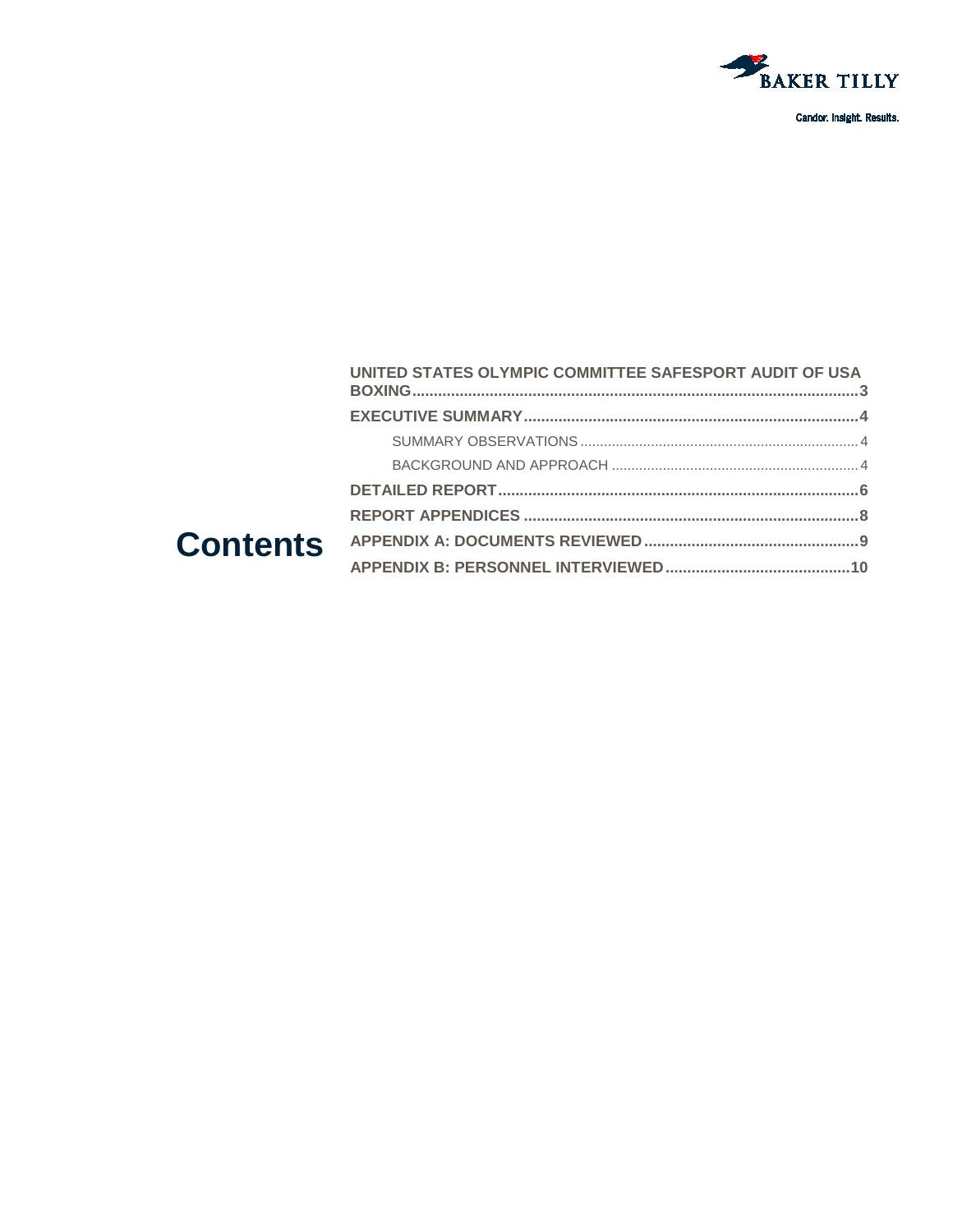Candor. Insight. Results.

# Contents

- UNITED STATES OLYMPIC COMMITTEE SAFESPORT AUDIT OF USA BOXING .......... 3
- EXECUTIVE SUMMARY .......... 4
  - SUMMARY OBSERVATIONS .......... 4
  - BACKGROUND AND APPROACH .......... 4
- DETAILED REPORT .......... 6
- REPORT APPENDICES .......... 8
- APPENDIX A: DOCUMENTS REVIEWED .......... 9
- APPENDIX B: PERSONNEL INTERVIEWED .......... 10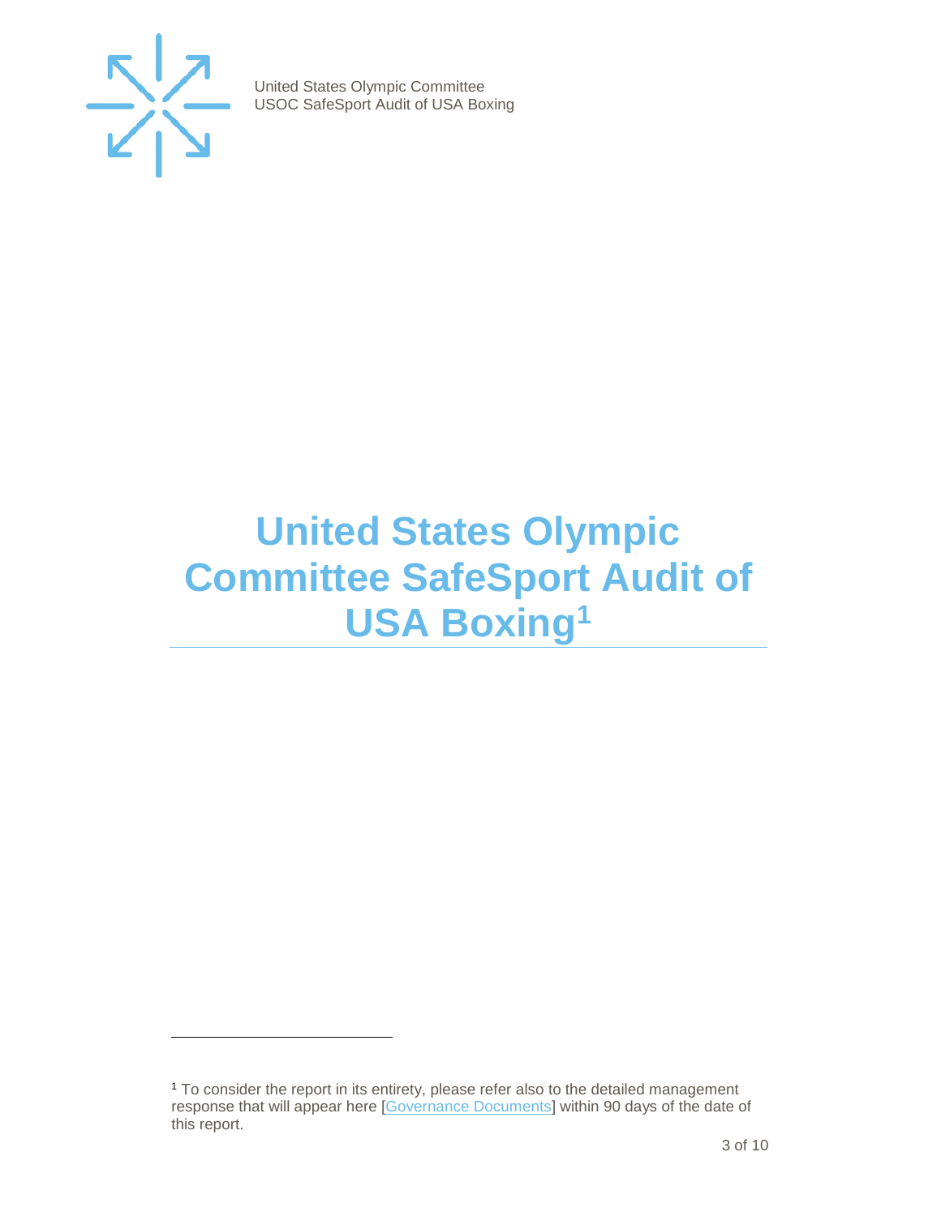# United States Olympic Committee SafeSport Audit of USA Boxing[1]

[1] To consider the report in its entirety, please refer also to the detailed management response that will appear here [Governance Documents] within 90 days of the date of this report.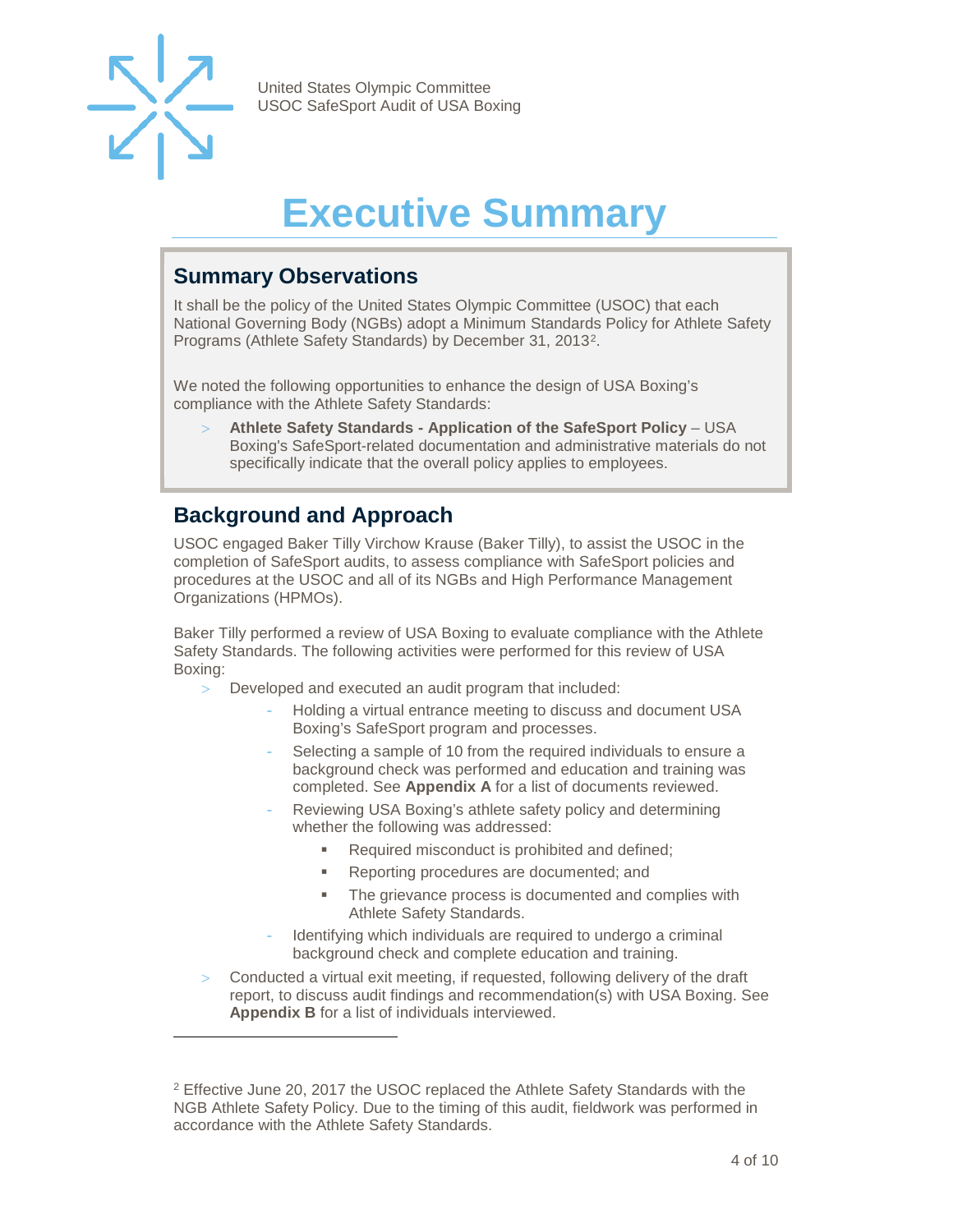# Executive Summary

## Summary Observations

It shall be the policy of the United States Olympic Committee (USOC) that each National Governing Body (NGBs) adopt a Minimum Standards Policy for Athlete Safety Programs (Athlete Safety Standards) by December 31, 2013[2].

We noted the following opportunities to enhance the design of USA Boxing's compliance with the Athlete Safety Standards:

- **Athlete Safety Standards - Application of the SafeSport Policy** – USA Boxing's SafeSport-related documentation and administrative materials do not specifically indicate that the overall policy applies to employees.

## Background and Approach

USOC engaged Baker Tilly Virchow Krause (Baker Tilly), to assist the USOC in the completion of SafeSport audits, to assess compliance with SafeSport policies and procedures at the USOC and all of its NGBs and High Performance Management Organizations (HPMOs).

Baker Tilly performed a review of USA Boxing to evaluate compliance with the Athlete Safety Standards. The following activities were performed for this review of USA Boxing:

- Developed and executed an audit program that included:
  - Holding a virtual entrance meeting to discuss and document USA Boxing's SafeSport program and processes.
  - Selecting a sample of 10 from the required individuals to ensure a background check was performed and education and training was completed. See **Appendix A** for a list of documents reviewed.
  - Reviewing USA Boxing's athlete safety policy and determining whether the following was addressed:
    - Required misconduct is prohibited and defined;
    - Reporting procedures are documented; and
    - The grievance process is documented and complies with Athlete Safety Standards.
  - Identifying which individuals are required to undergo a criminal background check and complete education and training.
- Conducted a virtual exit meeting, if requested, following delivery of the draft report, to discuss audit findings and recommendation(s) with USA Boxing. See **Appendix B** for a list of individuals interviewed.

---

[2] Effective June 20, 2017 the USOC replaced the Athlete Safety Standards with the NGB Athlete Safety Policy. Due to the timing of this audit, fieldwork was performed in accordance with the Athlete Safety Standards.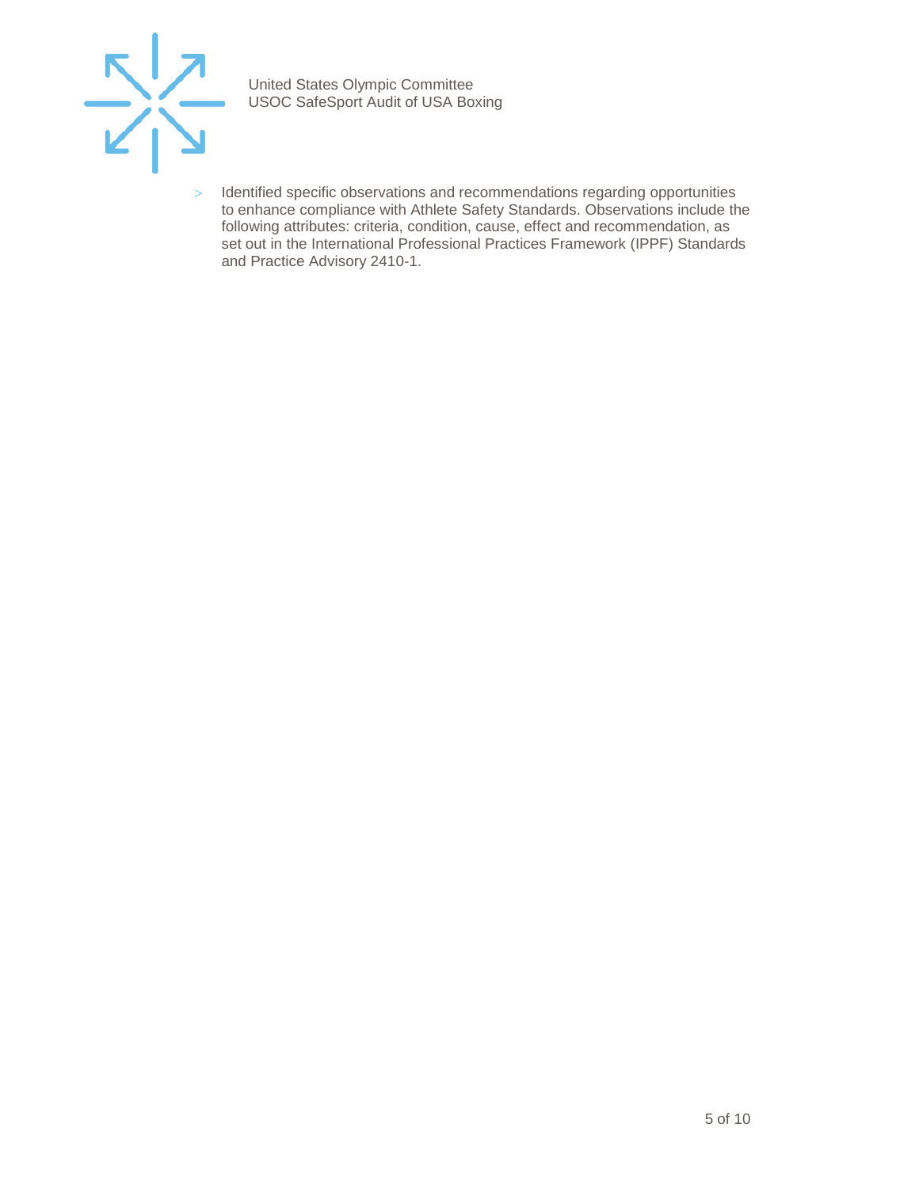- Identified specific observations and recommendations regarding opportunities to enhance compliance with Athlete Safety Standards. Observations include the following attributes: criteria, condition, cause, effect and recommendation, as set out in the International Professional Practices Framework (IPPF) Standards and Practice Advisory 2410-1.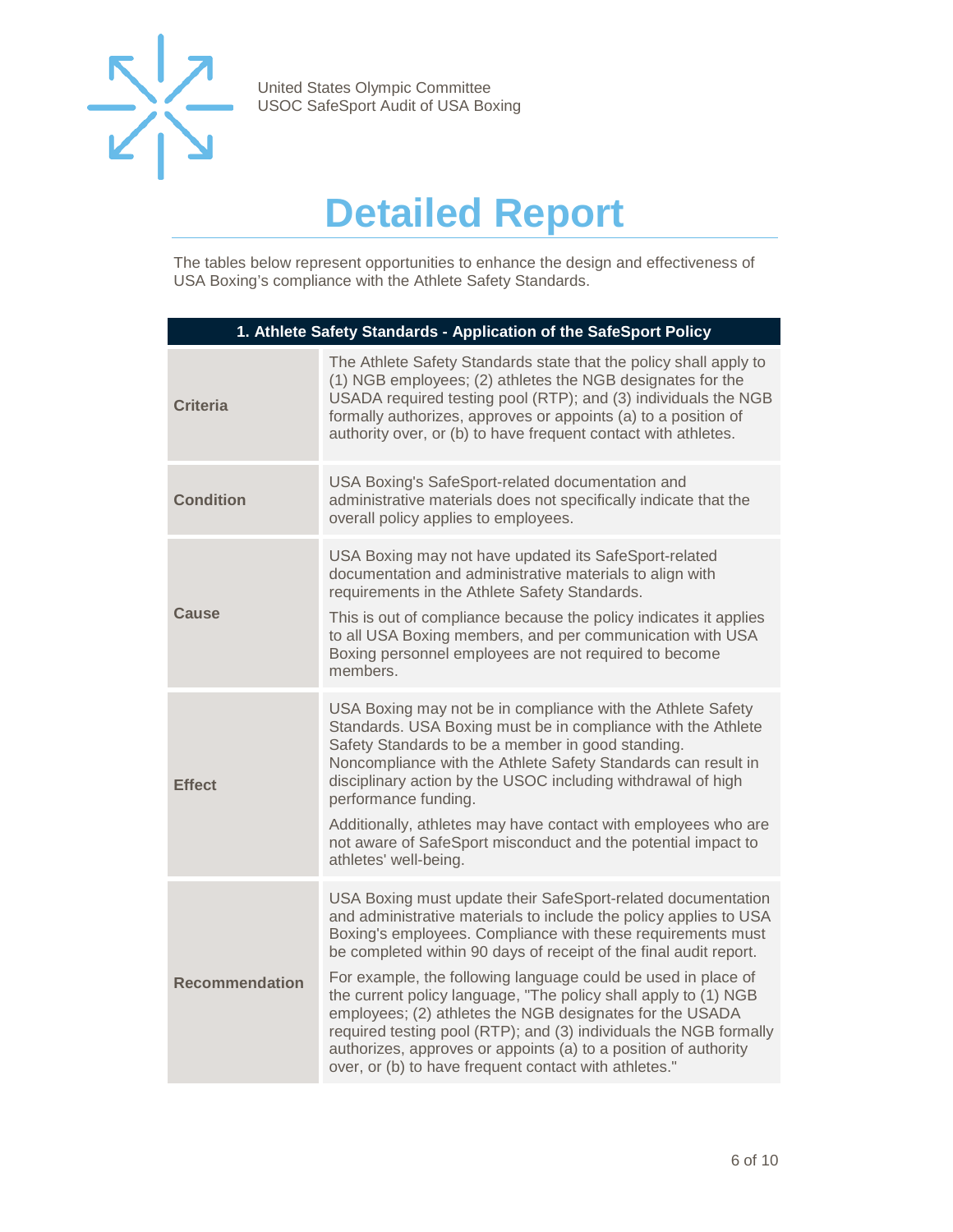# Detailed Report

The tables below represent opportunities to enhance the design and effectiveness of USA Boxing's compliance with the Athlete Safety Standards.

| 1. Athlete Safety Standards - Application of the SafeSport Policy | |
|---|---|
| **Criteria** | The Athlete Safety Standards state that the policy shall apply to (1) NGB employees; (2) athletes the NGB designates for the USADA required testing pool (RTP); and (3) individuals the NGB formally authorizes, approves or appoints (a) to a position of authority over, or (b) to have frequent contact with athletes. |
| **Condition** | USA Boxing's SafeSport-related documentation and administrative materials does not specifically indicate that the overall policy applies to employees. |
| **Cause** | USA Boxing may not have updated its SafeSport-related documentation and administrative materials to align with requirements in the Athlete Safety Standards.<br><br>This is out of compliance because the policy indicates it applies to all USA Boxing members, and per communication with USA Boxing personnel employees are not required to become members. |
| **Effect** | USA Boxing may not be in compliance with the Athlete Safety Standards. USA Boxing must be in compliance with the Athlete Safety Standards to be a member in good standing. Noncompliance with the Athlete Safety Standards can result in disciplinary action by the USOC including withdrawal of high performance funding.<br><br>Additionally, athletes may have contact with employees who are not aware of SafeSport misconduct and the potential impact to athletes' well-being. |
| **Recommendation** | USA Boxing must update their SafeSport-related documentation and administrative materials to include the policy applies to USA Boxing's employees. Compliance with these requirements must be completed within 90 days of receipt of the final audit report.<br><br>For example, the following language could be used in place of the current policy language, "The policy shall apply to (1) NGB employees; (2) athletes the NGB designates for the USADA required testing pool (RTP); and (3) individuals the NGB formally authorizes, approves or appoints (a) to a position of authority over, or (b) to have frequent contact with athletes." |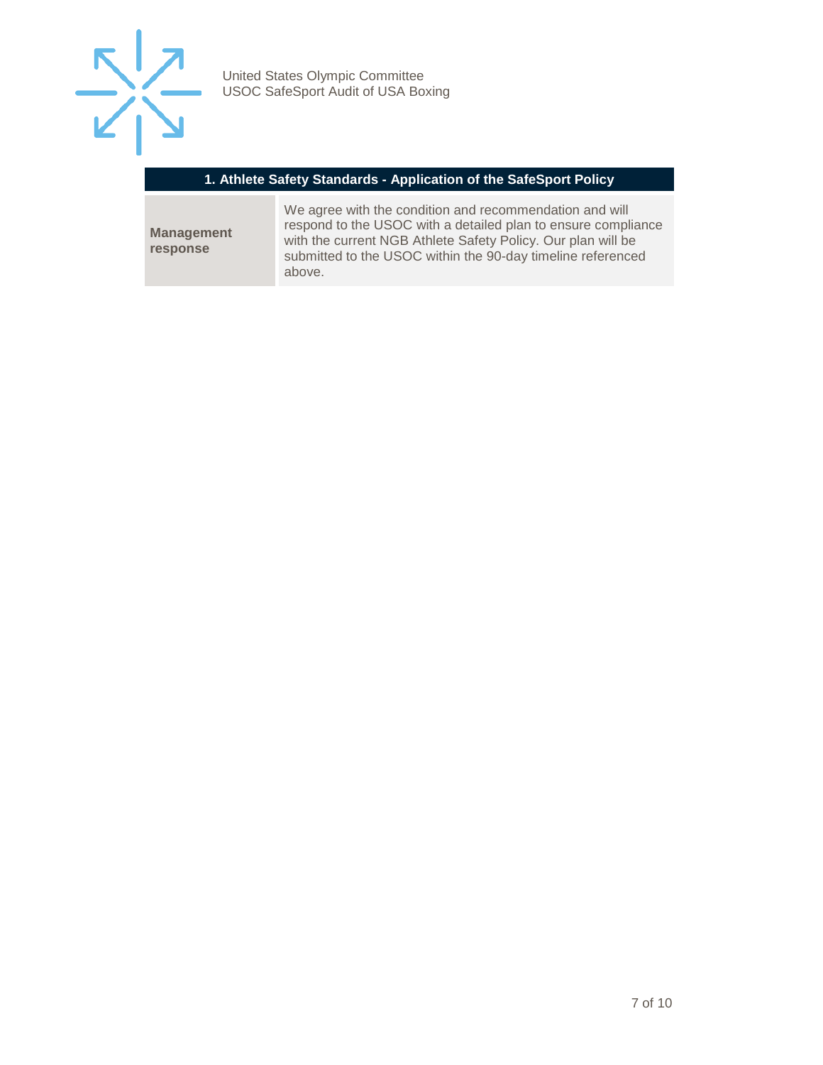| 1. Athlete Safety Standards - Application of the SafeSport Policy | |
|---|---|
| **Management response** | We agree with the condition and recommendation and will respond to the USOC with a detailed plan to ensure compliance with the current NGB Athlete Safety Policy. Our plan will be submitted to the USOC within the 90-day timeline referenced above. |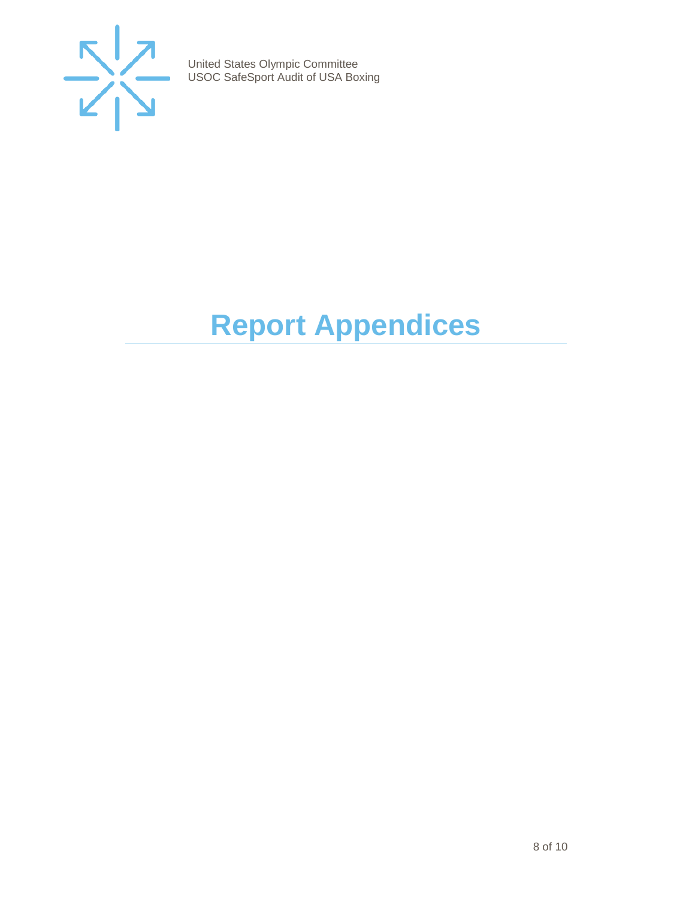# Report Appendices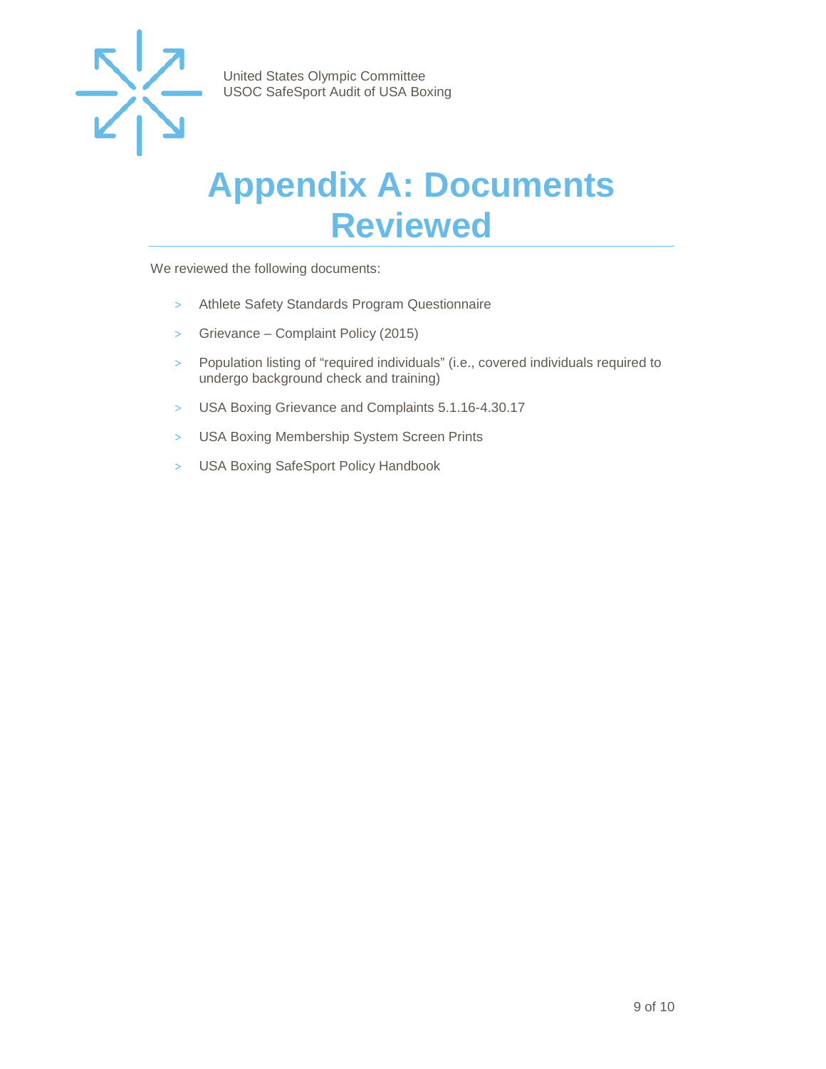# Appendix A: Documents Reviewed

We reviewed the following documents:

- Athlete Safety Standards Program Questionnaire
- Grievance – Complaint Policy (2015)
- Population listing of "required individuals" (i.e., covered individuals required to undergo background check and training)
- USA Boxing Grievance and Complaints 5.1.16-4.30.17
- USA Boxing Membership System Screen Prints
- USA Boxing SafeSport Policy Handbook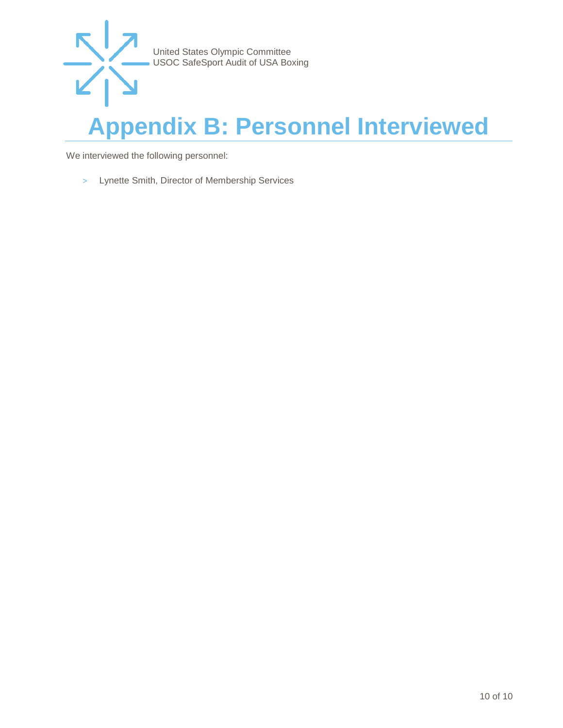# Appendix B: Personnel Interviewed

We interviewed the following personnel:

- Lynette Smith, Director of Membership Services